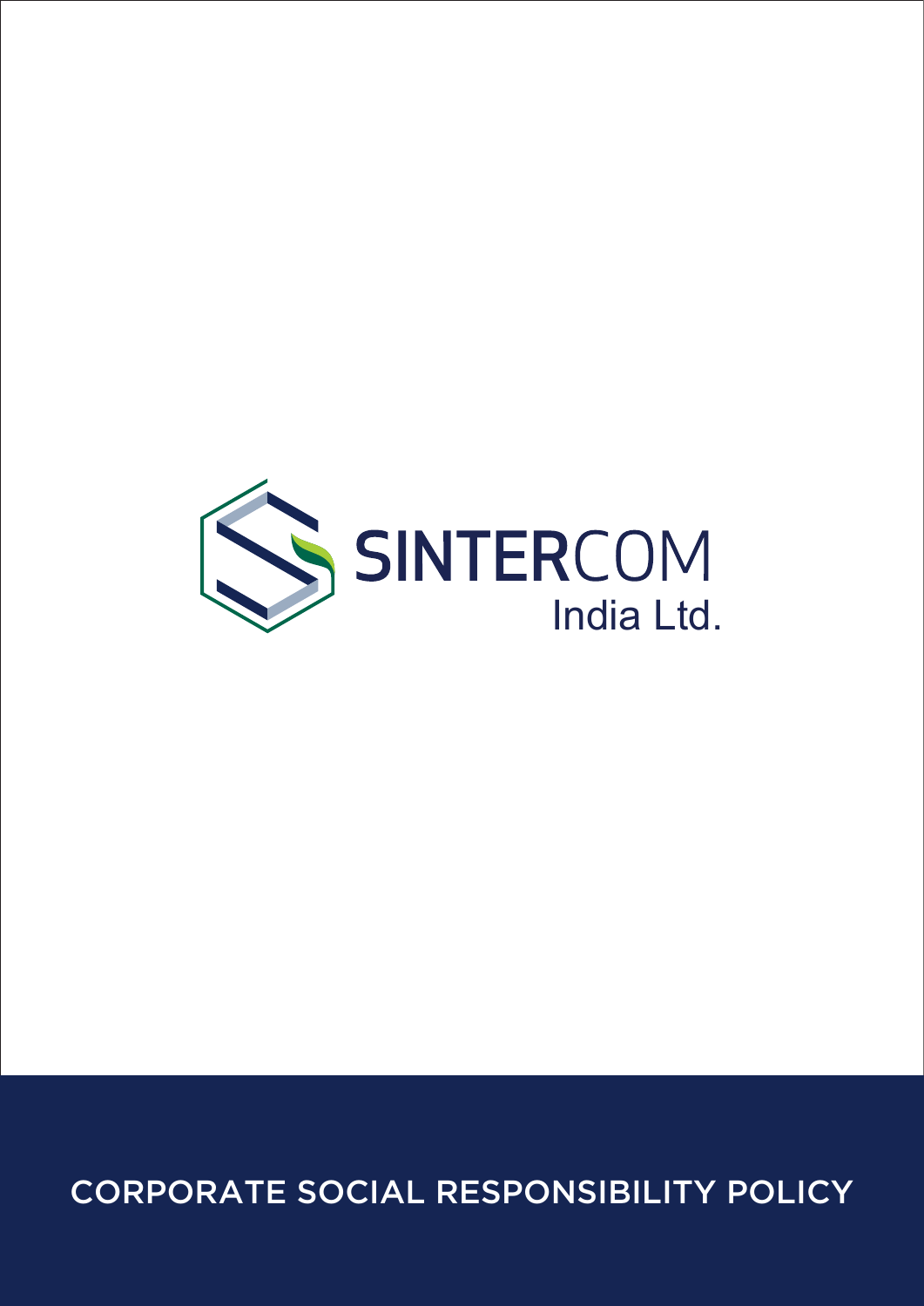SINTERCOM

India Ltd.

# CORPORATE SOCIAL RESPONSIBILITY POLICY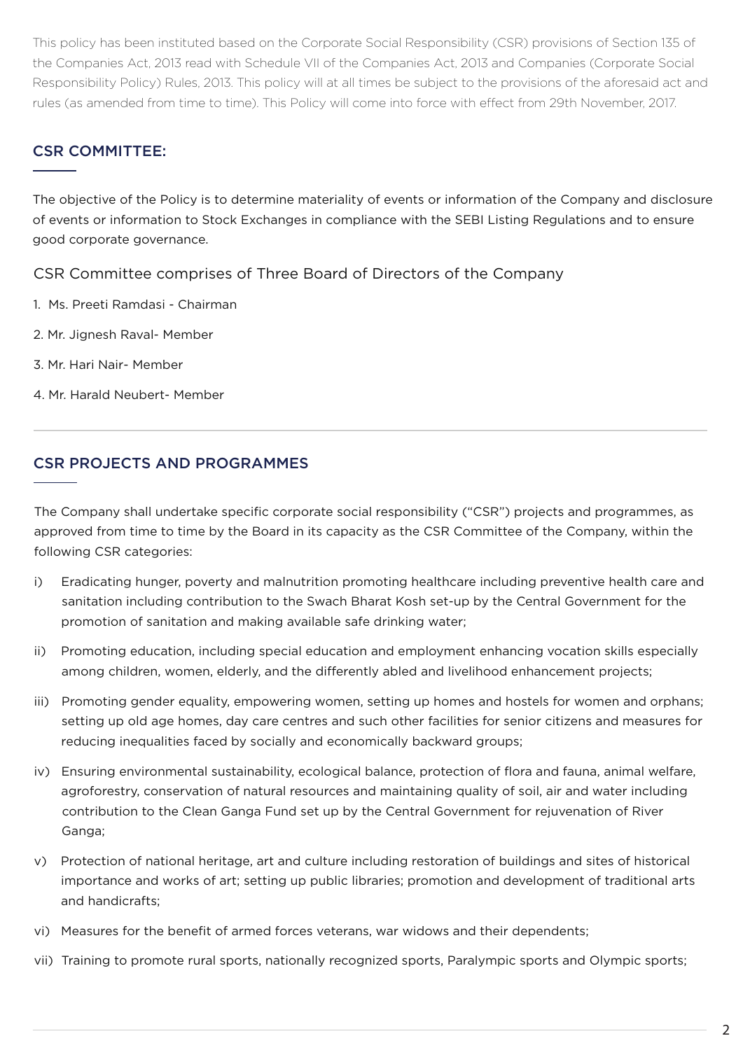This policy has been instituted based on the Corporate Social Responsibility (CSR) provisions of Section 135 of the Companies Act, 2013 read with Schedule VII of the Companies Act, 2013 and Companies (Corporate Social Responsibility Policy) Rules, 2013. This policy will at all times be subject to the provisions of the aforesaid act and rules (as amended from time to time). This Policy will come into force with effect from 29th November, 2017.

## CSR COMMITTEE:

The objective of the Policy is to determine materiality of events or information of the Company and disclosure of events or information to Stock Exchanges in compliance with the SEBI Listing Regulations and to ensure good corporate governance.

CSR Committee comprises of Three Board of Directors of the Company

1. Ms. Preeti Ramdasi - Chairman
2. Mr. Jignesh Raval- Member
3. Mr. Hari Nair- Member
4. Mr. Harald Neubert- Member

## CSR PROJECTS AND PROGRAMMES

The Company shall undertake specific corporate social responsibility ("CSR") projects and programmes, as approved from time to time by the Board in its capacity as the CSR Committee of the Company, within the following CSR categories:

i) Eradicating hunger, poverty and malnutrition promoting healthcare including preventive health care and sanitation including contribution to the Swach Bharat Kosh set-up by the Central Government for the promotion of sanitation and making available safe drinking water;

ii) Promoting education, including special education and employment enhancing vocation skills especially among children, women, elderly, and the differently abled and livelihood enhancement projects;

iii) Promoting gender equality, empowering women, setting up homes and hostels for women and orphans; setting up old age homes, day care centres and such other facilities for senior citizens and measures for reducing inequalities faced by socially and economically backward groups;

iv) Ensuring environmental sustainability, ecological balance, protection of flora and fauna, animal welfare, agroforestry, conservation of natural resources and maintaining quality of soil, air and water including contribution to the Clean Ganga Fund set up by the Central Government for rejuvenation of River Ganga;

v) Protection of national heritage, art and culture including restoration of buildings and sites of historical importance and works of art; setting up public libraries; promotion and development of traditional arts and handicrafts;

vi) Measures for the benefit of armed forces veterans, war widows and their dependents;

vii) Training to promote rural sports, nationally recognized sports, Paralympic sports and Olympic sports;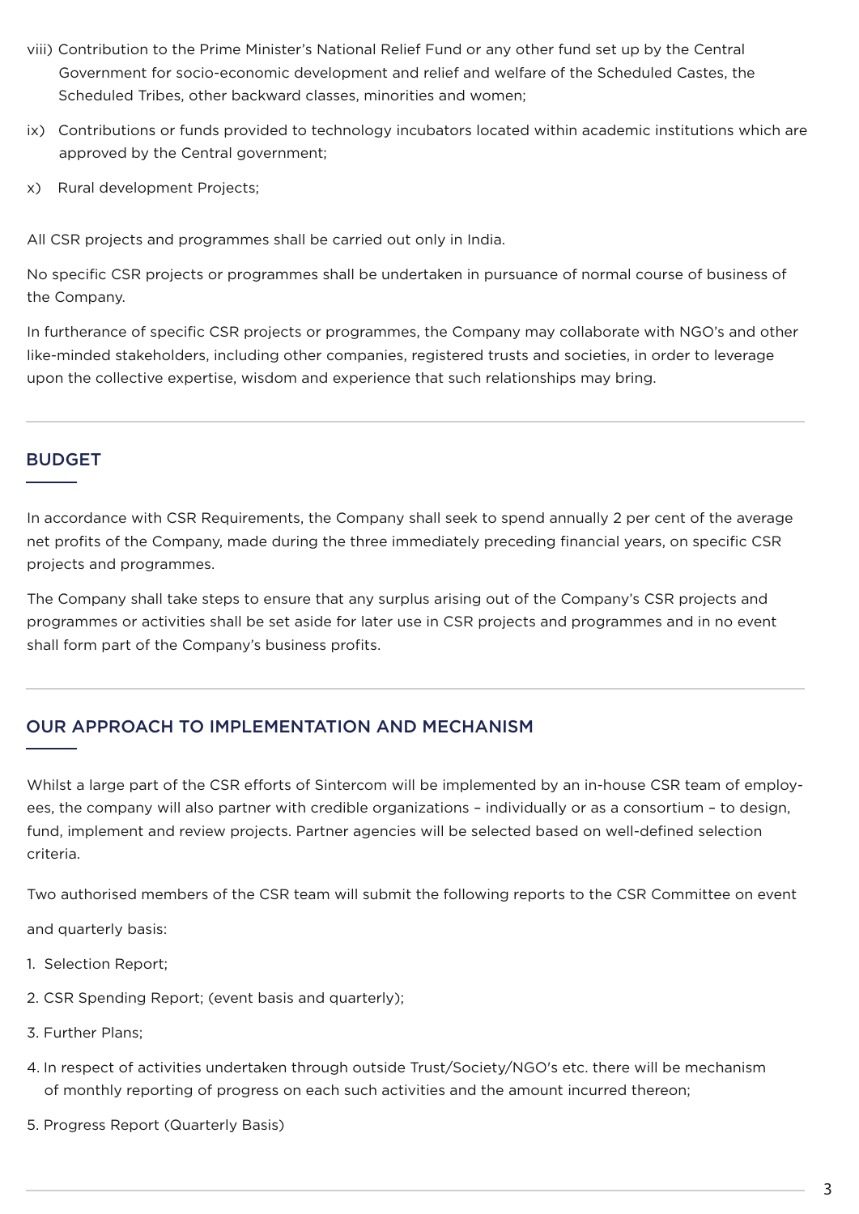viii) Contribution to the Prime Minister's National Relief Fund or any other fund set up by the Central Government for socio-economic development and relief and welfare of the Scheduled Castes, the Scheduled Tribes, other backward classes, minorities and women;

ix) Contributions or funds provided to technology incubators located within academic institutions which are approved by the Central government;

x) Rural development Projects;

All CSR projects and programmes shall be carried out only in India.

No specific CSR projects or programmes shall be undertaken in pursuance of normal course of business of the Company.

In furtherance of specific CSR projects or programmes, the Company may collaborate with NGO's and other like-minded stakeholders, including other companies, registered trusts and societies, in order to leverage upon the collective expertise, wisdom and experience that such relationships may bring.

## BUDGET

In accordance with CSR Requirements, the Company shall seek to spend annually 2 per cent of the average net profits of the Company, made during the three immediately preceding financial years, on specific CSR projects and programmes.

The Company shall take steps to ensure that any surplus arising out of the Company's CSR projects and programmes or activities shall be set aside for later use in CSR projects and programmes and in no event shall form part of the Company's business profits.

## OUR APPROACH TO IMPLEMENTATION AND MECHANISM

Whilst a large part of the CSR efforts of Sintercom will be implemented by an in-house CSR team of employees, the company will also partner with credible organizations – individually or as a consortium – to design, fund, implement and review projects. Partner agencies will be selected based on well-defined selection criteria.

Two authorised members of the CSR team will submit the following reports to the CSR Committee on event and quarterly basis:

1. Selection Report;
2. CSR Spending Report; (event basis and quarterly);
3. Further Plans;
4. In respect of activities undertaken through outside Trust/Society/NGO's etc. there will be mechanism of monthly reporting of progress on each such activities and the amount incurred thereon;
5. Progress Report (Quarterly Basis)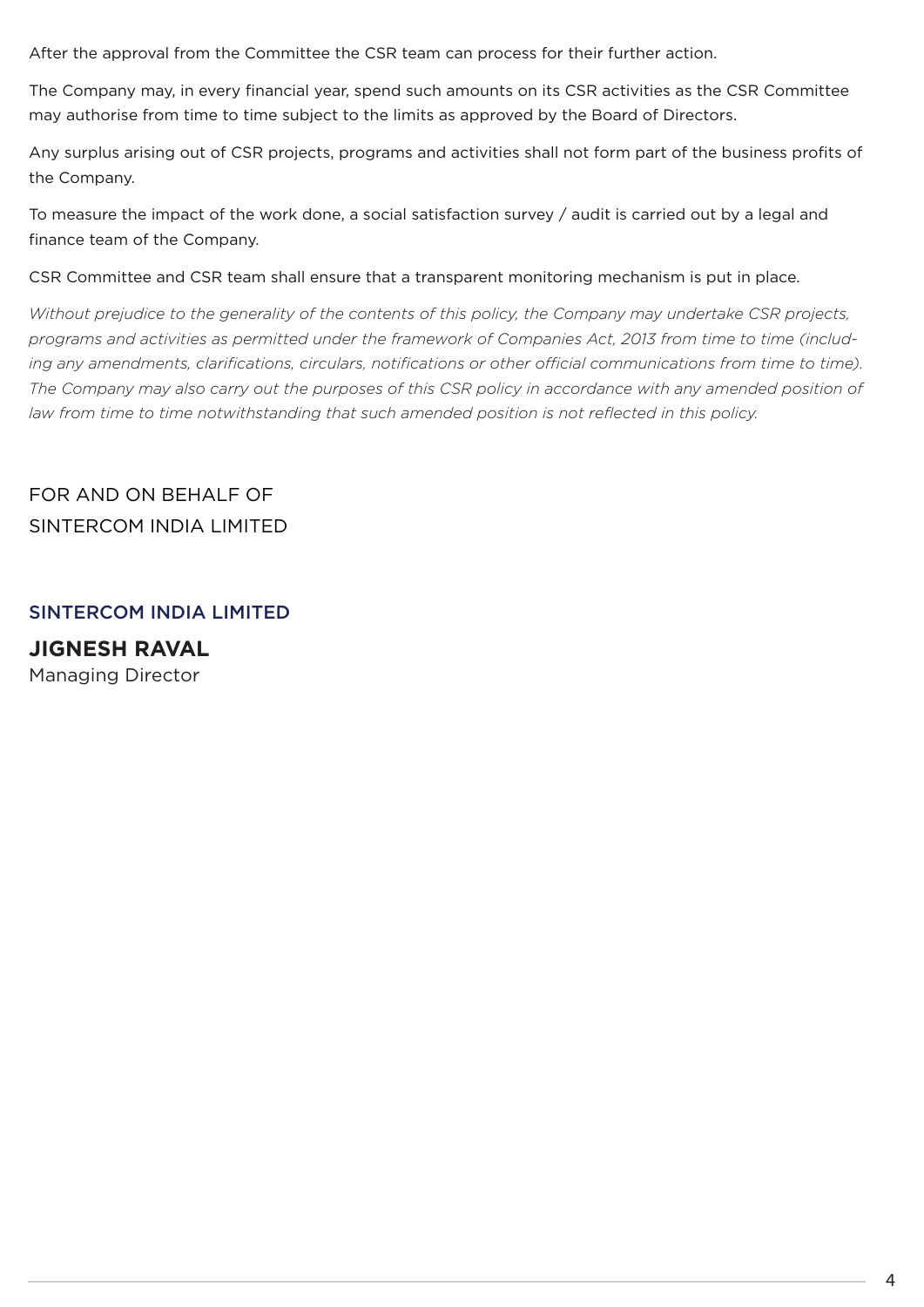After the approval from the Committee the CSR team can process for their further action.

The Company may, in every financial year, spend such amounts on its CSR activities as the CSR Committee may authorise from time to time subject to the limits as approved by the Board of Directors.

Any surplus arising out of CSR projects, programs and activities shall not form part of the business profits of the Company.

To measure the impact of the work done, a social satisfaction survey / audit is carried out by a legal and finance team of the Company.

CSR Committee and CSR team shall ensure that a transparent monitoring mechanism is put in place.

*Without prejudice to the generality of the contents of this policy, the Company may undertake CSR projects, programs and activities as permitted under the framework of Companies Act, 2013 from time to time (including any amendments, clarifications, circulars, notifications or other official communications from time to time). The Company may also carry out the purposes of this CSR policy in accordance with any amended position of law from time to time notwithstanding that such amended position is not reflected in this policy.*

FOR AND ON BEHALF OF
SINTERCOM INDIA LIMITED

SINTERCOM INDIA LIMITED

**JIGNESH RAVAL**
Managing Director